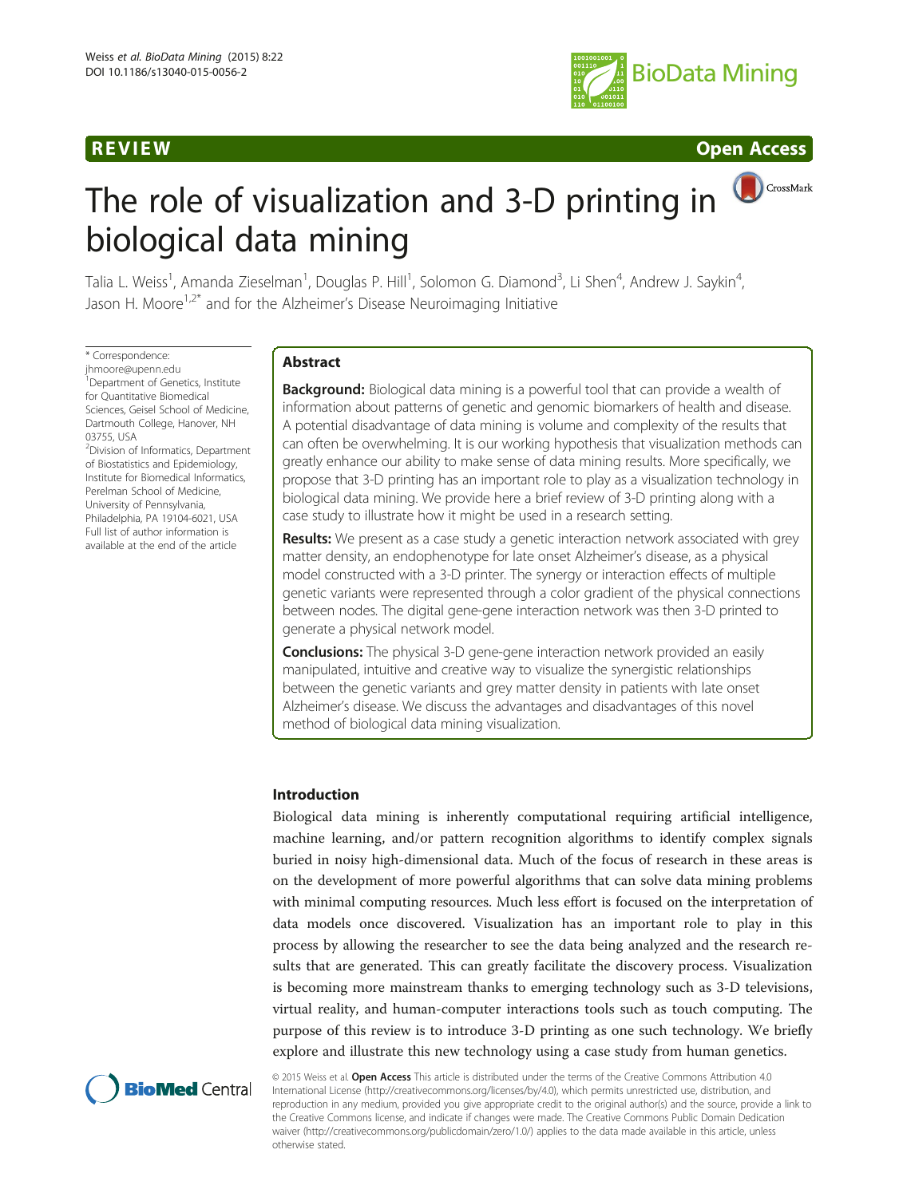REVIEW

Open Access

# The role of visualization and 3-D printing in biological data mining

Talia L. Weiss[1], Amanda Zieselman[1], Douglas P. Hill[1], Solomon G. Diamond[3], Li Shen[4], Andrew J. Saykin[4], Jason H. Moore[1,2*] and for the Alzheimer's Disease Neuroimaging Initiative

* Correspondence: jhmoore@upenn.edu
[1]Department of Genetics, Institute for Quantitative Biomedical Sciences, Geisel School of Medicine, Dartmouth College, Hanover, NH 03755, USA
[2]Division of Informatics, Department of Biostatistics and Epidemiology, Institute for Biomedical Informatics, Perelman School of Medicine, University of Pennsylvania, Philadelphia, PA 19104-6021, USA
Full list of author information is available at the end of the article

## Abstract

**Background:** Biological data mining is a powerful tool that can provide a wealth of information about patterns of genetic and genomic biomarkers of health and disease. A potential disadvantage of data mining is volume and complexity of the results that can often be overwhelming. It is our working hypothesis that visualization methods can greatly enhance our ability to make sense of data mining results. More specifically, we propose that 3-D printing has an important role to play as a visualization technology in biological data mining. We provide here a brief review of 3-D printing along with a case study to illustrate how it might be used in a research setting.

**Results:** We present as a case study a genetic interaction network associated with grey matter density, an endophenotype for late onset Alzheimer's disease, as a physical model constructed with a 3-D printer. The synergy or interaction effects of multiple genetic variants were represented through a color gradient of the physical connections between nodes. The digital gene-gene interaction network was then 3-D printed to generate a physical network model.

**Conclusions:** The physical 3-D gene-gene interaction network provided an easily manipulated, intuitive and creative way to visualize the synergistic relationships between the genetic variants and grey matter density in patients with late onset Alzheimer's disease. We discuss the advantages and disadvantages of this novel method of biological data mining visualization.

## Introduction

Biological data mining is inherently computational requiring artificial intelligence, machine learning, and/or pattern recognition algorithms to identify complex signals buried in noisy high-dimensional data. Much of the focus of research in these areas is on the development of more powerful algorithms that can solve data mining problems with minimal computing resources. Much less effort is focused on the interpretation of data models once discovered. Visualization has an important role to play in this process by allowing the researcher to see the data being analyzed and the research results that are generated. This can greatly facilitate the discovery process. Visualization is becoming more mainstream thanks to emerging technology such as 3-D televisions, virtual reality, and human-computer interactions tools such as touch computing. The purpose of this review is to introduce 3-D printing as one such technology. We briefly explore and illustrate this new technology using a case study from human genetics.

© 2015 Weiss et al. **Open Access** This article is distributed under the terms of the Creative Commons Attribution 4.0 International License (http://creativecommons.org/licenses/by/4.0), which permits unrestricted use, distribution, and reproduction in any medium, provided you give appropriate credit to the original author(s) and the source, provide a link to the Creative Commons license, and indicate if changes were made. The Creative Commons Public Domain Dedication waiver (http://creativecommons.org/publicdomain/zero/1.0/) applies to the data made available in this article, unless otherwise stated.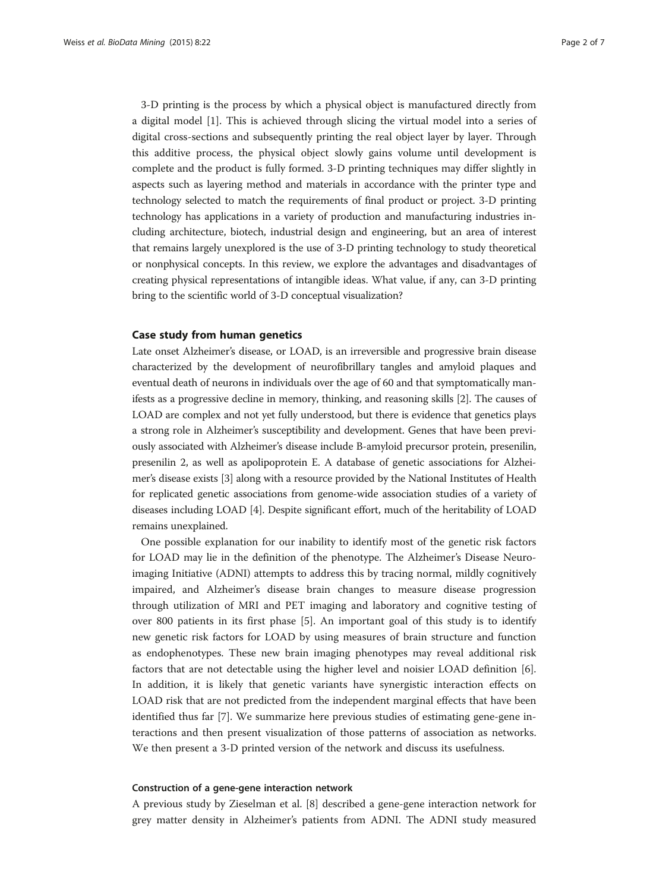3-D printing is the process by which a physical object is manufactured directly from a digital model [1]. This is achieved through slicing the virtual model into a series of digital cross-sections and subsequently printing the real object layer by layer. Through this additive process, the physical object slowly gains volume until development is complete and the product is fully formed. 3-D printing techniques may differ slightly in aspects such as layering method and materials in accordance with the printer type and technology selected to match the requirements of final product or project. 3-D printing technology has applications in a variety of production and manufacturing industries including architecture, biotech, industrial design and engineering, but an area of interest that remains largely unexplored is the use of 3-D printing technology to study theoretical or nonphysical concepts. In this review, we explore the advantages and disadvantages of creating physical representations of intangible ideas. What value, if any, can 3-D printing bring to the scientific world of 3-D conceptual visualization?

## Case study from human genetics

Late onset Alzheimer's disease, or LOAD, is an irreversible and progressive brain disease characterized by the development of neurofibrillary tangles and amyloid plaques and eventual death of neurons in individuals over the age of 60 and that symptomatically manifests as a progressive decline in memory, thinking, and reasoning skills [2]. The causes of LOAD are complex and not yet fully understood, but there is evidence that genetics plays a strong role in Alzheimer's susceptibility and development. Genes that have been previously associated with Alzheimer's disease include B-amyloid precursor protein, presenilin, presenilin 2, as well as apolipoprotein E. A database of genetic associations for Alzheimer's disease exists [3] along with a resource provided by the National Institutes of Health for replicated genetic associations from genome-wide association studies of a variety of diseases including LOAD [4]. Despite significant effort, much of the heritability of LOAD remains unexplained.

One possible explanation for our inability to identify most of the genetic risk factors for LOAD may lie in the definition of the phenotype. The Alzheimer's Disease Neuroimaging Initiative (ADNI) attempts to address this by tracing normal, mildly cognitively impaired, and Alzheimer's disease brain changes to measure disease progression through utilization of MRI and PET imaging and laboratory and cognitive testing of over 800 patients in its first phase [5]. An important goal of this study is to identify new genetic risk factors for LOAD by using measures of brain structure and function as endophenotypes. These new brain imaging phenotypes may reveal additional risk factors that are not detectable using the higher level and noisier LOAD definition [6]. In addition, it is likely that genetic variants have synergistic interaction effects on LOAD risk that are not predicted from the independent marginal effects that have been identified thus far [7]. We summarize here previous studies of estimating gene-gene interactions and then present visualization of those patterns of association as networks. We then present a 3-D printed version of the network and discuss its usefulness.

### Construction of a gene-gene interaction network

A previous study by Zieselman et al. [8] described a gene-gene interaction network for grey matter density in Alzheimer's patients from ADNI. The ADNI study measured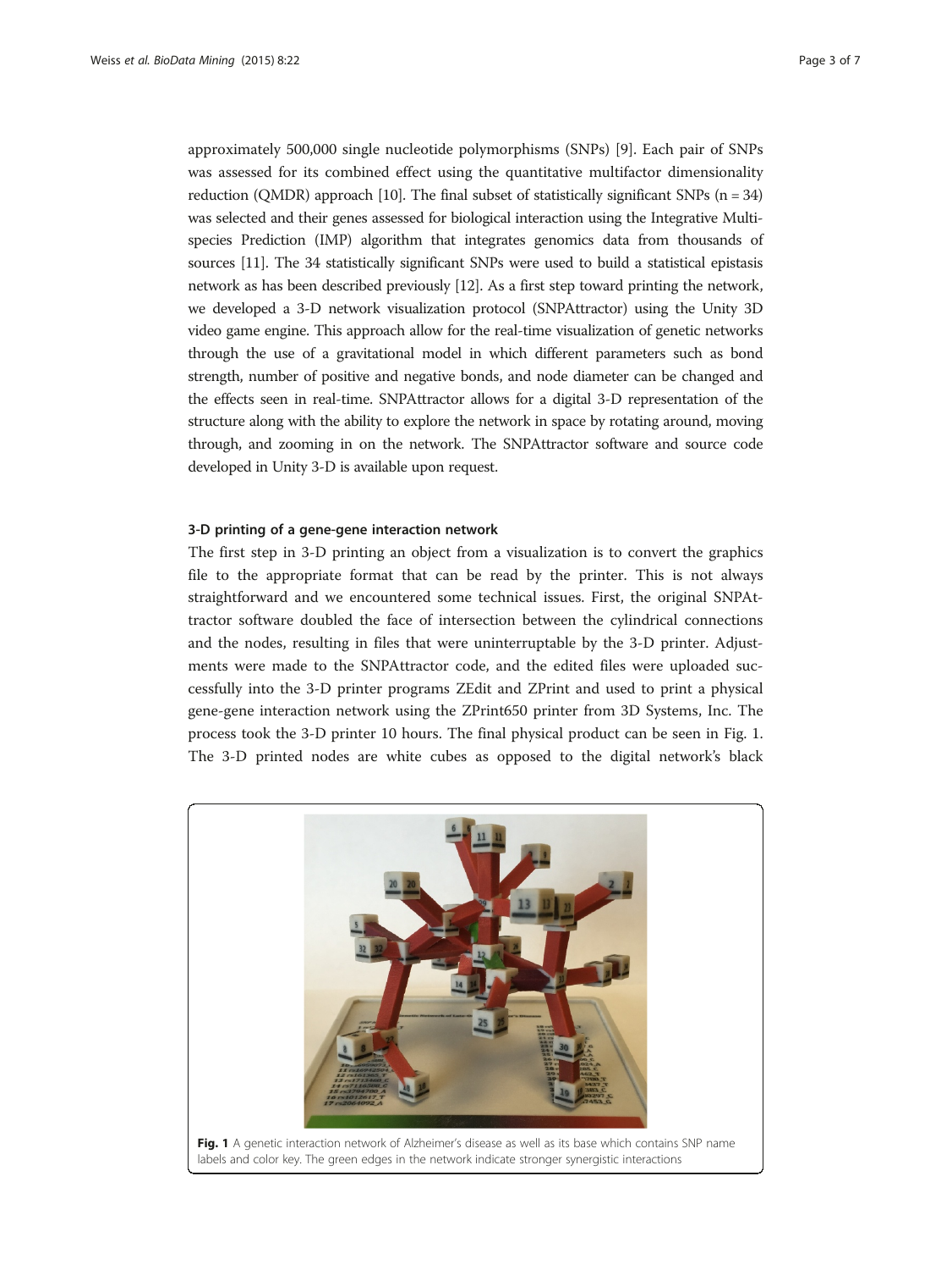approximately 500,000 single nucleotide polymorphisms (SNPs) [9]. Each pair of SNPs was assessed for its combined effect using the quantitative multifactor dimensionality reduction (QMDR) approach [10]. The final subset of statistically significant SNPs (n = 34) was selected and their genes assessed for biological interaction using the Integrative Multi-species Prediction (IMP) algorithm that integrates genomics data from thousands of sources [11]. The 34 statistically significant SNPs were used to build a statistical epistasis network as has been described previously [12]. As a first step toward printing the network, we developed a 3-D network visualization protocol (SNPAttractor) using the Unity 3D video game engine. This approach allow for the real-time visualization of genetic networks through the use of a gravitational model in which different parameters such as bond strength, number of positive and negative bonds, and node diameter can be changed and the effects seen in real-time. SNPAttractor allows for a digital 3-D representation of the structure along with the ability to explore the network in space by rotating around, moving through, and zooming in on the network. The SNPAttractor software and source code developed in Unity 3-D is available upon request.

### 3-D printing of a gene-gene interaction network

The first step in 3-D printing an object from a visualization is to convert the graphics file to the appropriate format that can be read by the printer. This is not always straightforward and we encountered some technical issues. First, the original SNPAttractor software doubled the face of intersection between the cylindrical connections and the nodes, resulting in files that were uninterruptable by the 3-D printer. Adjustments were made to the SNPAttractor code, and the edited files were uploaded successfully into the 3-D printer programs ZEdit and ZPrint and used to print a physical gene-gene interaction network using the ZPrint650 printer from 3D Systems, Inc. The process took the 3-D printer 10 hours. The final physical product can be seen in Fig. 1. The 3-D printed nodes are white cubes as opposed to the digital network's black

**Fig. 1** A genetic interaction network of Alzheimer's disease as well as its base which contains SNP name labels and color key. The green edges in the network indicate stronger synergistic interactions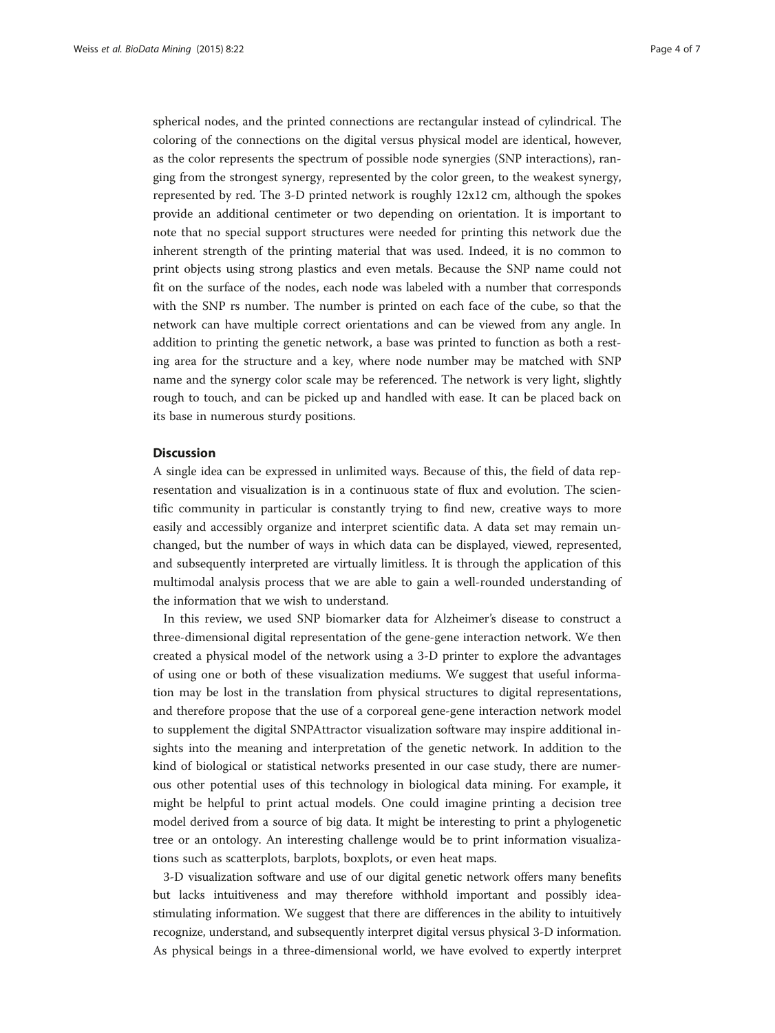spherical nodes, and the printed connections are rectangular instead of cylindrical. The coloring of the connections on the digital versus physical model are identical, however, as the color represents the spectrum of possible node synergies (SNP interactions), ranging from the strongest synergy, represented by the color green, to the weakest synergy, represented by red. The 3-D printed network is roughly 12x12 cm, although the spokes provide an additional centimeter or two depending on orientation. It is important to note that no special support structures were needed for printing this network due the inherent strength of the printing material that was used. Indeed, it is no common to print objects using strong plastics and even metals. Because the SNP name could not fit on the surface of the nodes, each node was labeled with a number that corresponds with the SNP rs number. The number is printed on each face of the cube, so that the network can have multiple correct orientations and can be viewed from any angle. In addition to printing the genetic network, a base was printed to function as both a resting area for the structure and a key, where node number may be matched with SNP name and the synergy color scale may be referenced. The network is very light, slightly rough to touch, and can be picked up and handled with ease. It can be placed back on its base in numerous sturdy positions.

## Discussion

A single idea can be expressed in unlimited ways. Because of this, the field of data representation and visualization is in a continuous state of flux and evolution. The scientific community in particular is constantly trying to find new, creative ways to more easily and accessibly organize and interpret scientific data. A data set may remain unchanged, but the number of ways in which data can be displayed, viewed, represented, and subsequently interpreted are virtually limitless. It is through the application of this multimodal analysis process that we are able to gain a well-rounded understanding of the information that we wish to understand.

In this review, we used SNP biomarker data for Alzheimer's disease to construct a three-dimensional digital representation of the gene-gene interaction network. We then created a physical model of the network using a 3-D printer to explore the advantages of using one or both of these visualization mediums. We suggest that useful information may be lost in the translation from physical structures to digital representations, and therefore propose that the use of a corporeal gene-gene interaction network model to supplement the digital SNPAttractor visualization software may inspire additional insights into the meaning and interpretation of the genetic network. In addition to the kind of biological or statistical networks presented in our case study, there are numerous other potential uses of this technology in biological data mining. For example, it might be helpful to print actual models. One could imagine printing a decision tree model derived from a source of big data. It might be interesting to print a phylogenetic tree or an ontology. An interesting challenge would be to print information visualizations such as scatterplots, barplots, boxplots, or even heat maps.

3-D visualization software and use of our digital genetic network offers many benefits but lacks intuitiveness and may therefore withhold important and possibly idea-stimulating information. We suggest that there are differences in the ability to intuitively recognize, understand, and subsequently interpret digital versus physical 3-D information. As physical beings in a three-dimensional world, we have evolved to expertly interpret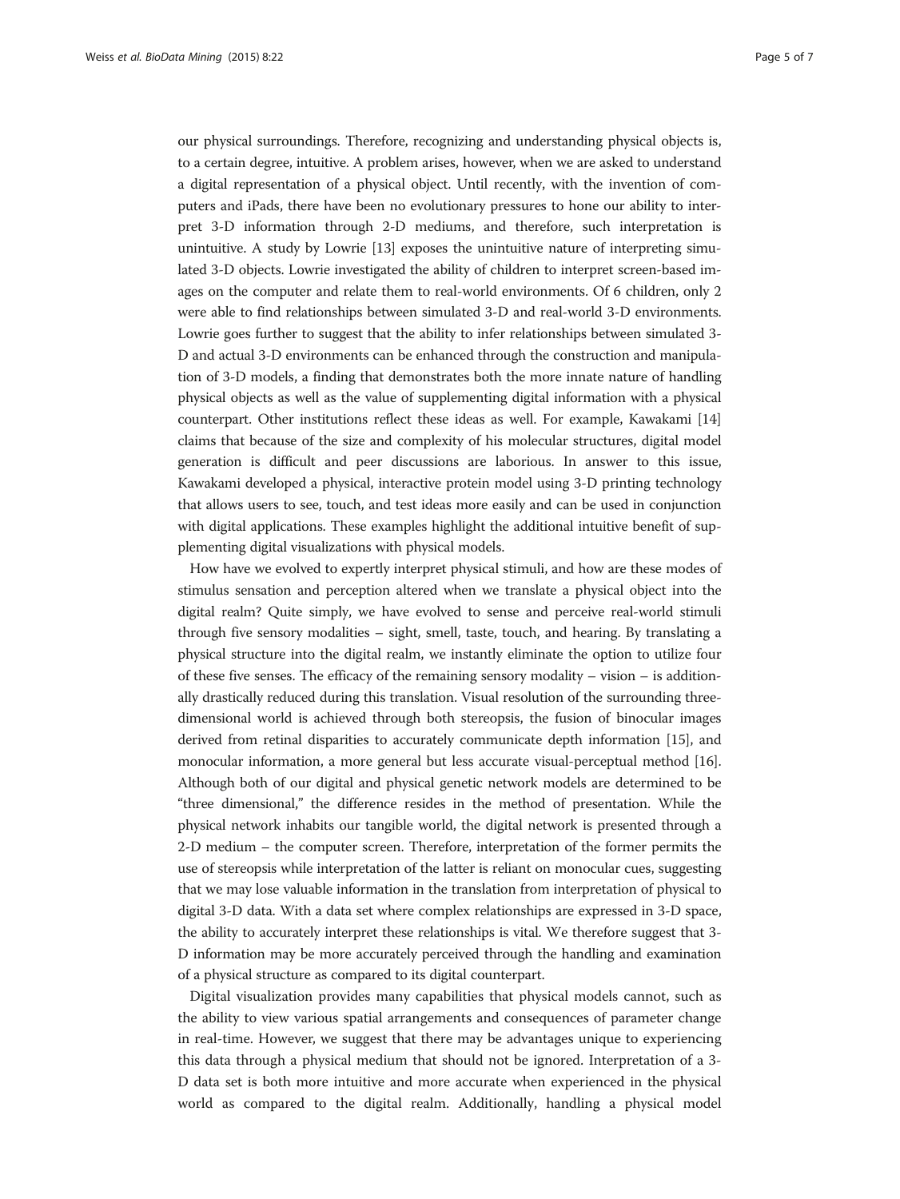our physical surroundings. Therefore, recognizing and understanding physical objects is, to a certain degree, intuitive. A problem arises, however, when we are asked to understand a digital representation of a physical object. Until recently, with the invention of computers and iPads, there have been no evolutionary pressures to hone our ability to interpret 3-D information through 2-D mediums, and therefore, such interpretation is unintuitive. A study by Lowrie [13] exposes the unintuitive nature of interpreting simulated 3-D objects. Lowrie investigated the ability of children to interpret screen-based images on the computer and relate them to real-world environments. Of 6 children, only 2 were able to find relationships between simulated 3-D and real-world 3-D environments. Lowrie goes further to suggest that the ability to infer relationships between simulated 3-D and actual 3-D environments can be enhanced through the construction and manipulation of 3-D models, a finding that demonstrates both the more innate nature of handling physical objects as well as the value of supplementing digital information with a physical counterpart. Other institutions reflect these ideas as well. For example, Kawakami [14] claims that because of the size and complexity of his molecular structures, digital model generation is difficult and peer discussions are laborious. In answer to this issue, Kawakami developed a physical, interactive protein model using 3-D printing technology that allows users to see, touch, and test ideas more easily and can be used in conjunction with digital applications. These examples highlight the additional intuitive benefit of supplementing digital visualizations with physical models.

How have we evolved to expertly interpret physical stimuli, and how are these modes of stimulus sensation and perception altered when we translate a physical object into the digital realm? Quite simply, we have evolved to sense and perceive real-world stimuli through five sensory modalities – sight, smell, taste, touch, and hearing. By translating a physical structure into the digital realm, we instantly eliminate the option to utilize four of these five senses. The efficacy of the remaining sensory modality – vision – is additionally drastically reduced during this translation. Visual resolution of the surrounding three-dimensional world is achieved through both stereopsis, the fusion of binocular images derived from retinal disparities to accurately communicate depth information [15], and monocular information, a more general but less accurate visual-perceptual method [16]. Although both of our digital and physical genetic network models are determined to be "three dimensional," the difference resides in the method of presentation. While the physical network inhabits our tangible world, the digital network is presented through a 2-D medium – the computer screen. Therefore, interpretation of the former permits the use of stereopsis while interpretation of the latter is reliant on monocular cues, suggesting that we may lose valuable information in the translation from interpretation of physical to digital 3-D data. With a data set where complex relationships are expressed in 3-D space, the ability to accurately interpret these relationships is vital. We therefore suggest that 3-D information may be more accurately perceived through the handling and examination of a physical structure as compared to its digital counterpart.

Digital visualization provides many capabilities that physical models cannot, such as the ability to view various spatial arrangements and consequences of parameter change in real-time. However, we suggest that there may be advantages unique to experiencing this data through a physical medium that should not be ignored. Interpretation of a 3-D data set is both more intuitive and more accurate when experienced in the physical world as compared to the digital realm. Additionally, handling a physical model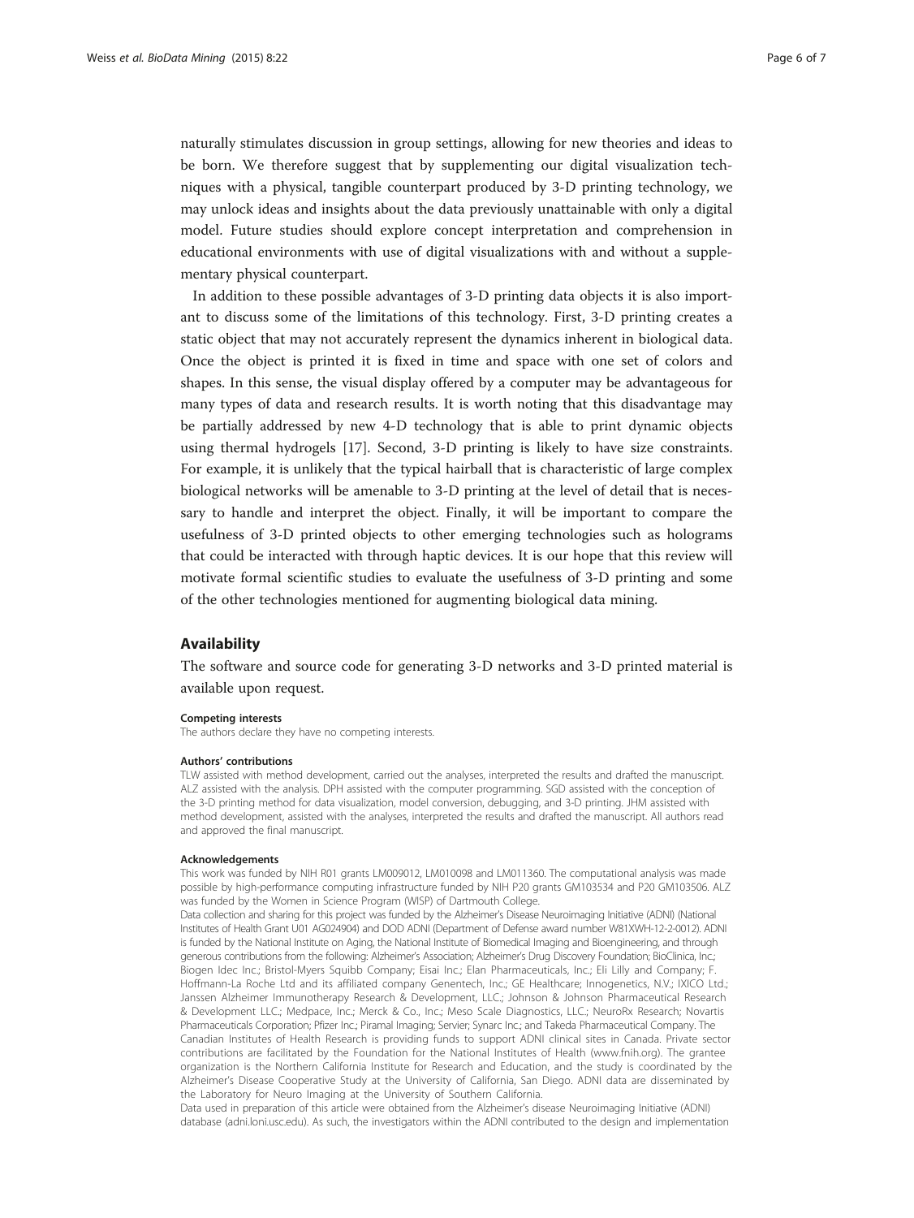naturally stimulates discussion in group settings, allowing for new theories and ideas to be born. We therefore suggest that by supplementing our digital visualization techniques with a physical, tangible counterpart produced by 3-D printing technology, we may unlock ideas and insights about the data previously unattainable with only a digital model. Future studies should explore concept interpretation and comprehension in educational environments with use of digital visualizations with and without a supplementary physical counterpart.

In addition to these possible advantages of 3-D printing data objects it is also important to discuss some of the limitations of this technology. First, 3-D printing creates a static object that may not accurately represent the dynamics inherent in biological data. Once the object is printed it is fixed in time and space with one set of colors and shapes. In this sense, the visual display offered by a computer may be advantageous for many types of data and research results. It is worth noting that this disadvantage may be partially addressed by new 4-D technology that is able to print dynamic objects using thermal hydrogels [17]. Second, 3-D printing is likely to have size constraints. For example, it is unlikely that the typical hairball that is characteristic of large complex biological networks will be amenable to 3-D printing at the level of detail that is necessary to handle and interpret the object. Finally, it will be important to compare the usefulness of 3-D printed objects to other emerging technologies such as holograms that could be interacted with through haptic devices. It is our hope that this review will motivate formal scientific studies to evaluate the usefulness of 3-D printing and some of the other technologies mentioned for augmenting biological data mining.

## Availability

The software and source code for generating 3-D networks and 3-D printed material is available upon request.

#### Competing interests

The authors declare they have no competing interests.

#### Authors' contributions

TLW assisted with method development, carried out the analyses, interpreted the results and drafted the manuscript. ALZ assisted with the analysis. DPH assisted with the computer programming. SGD assisted with the conception of the 3-D printing method for data visualization, model conversion, debugging, and 3-D printing. JHM assisted with method development, assisted with the analyses, interpreted the results and drafted the manuscript. All authors read and approved the final manuscript.

#### Acknowledgements

This work was funded by NIH R01 grants LM009012, LM010098 and LM011360. The computational analysis was made possible by high-performance computing infrastructure funded by NIH P20 grants GM103534 and P20 GM103506. ALZ was funded by the Women in Science Program (WISP) of Dartmouth College.

Data collection and sharing for this project was funded by the Alzheimer's Disease Neuroimaging Initiative (ADNI) (National Institutes of Health Grant U01 AG024904) and DOD ADNI (Department of Defense award number W81XWH-12-2-0012). ADNI is funded by the National Institute on Aging, the National Institute of Biomedical Imaging and Bioengineering, and through generous contributions from the following: Alzheimer's Association; Alzheimer's Drug Discovery Foundation; BioClinica, Inc.; Biogen Idec Inc.; Bristol-Myers Squibb Company; Eisai Inc.; Elan Pharmaceuticals, Inc.; Eli Lilly and Company; F. Hoffmann-La Roche Ltd and its affiliated company Genentech, Inc.; GE Healthcare; Innogenetics, N.V.; IXICO Ltd.; Janssen Alzheimer Immunotherapy Research & Development, LLC.; Johnson & Johnson Pharmaceutical Research & Development LLC.; Medpace, Inc.; Merck & Co., Inc.; Meso Scale Diagnostics, LLC.; NeuroRx Research; Novartis Pharmaceuticals Corporation; Pfizer Inc.; Piramal Imaging; Servier; Synarc Inc.; and Takeda Pharmaceutical Company. The Canadian Institutes of Health Research is providing funds to support ADNI clinical sites in Canada. Private sector contributions are facilitated by the Foundation for the National Institutes of Health (www.fnih.org). The grantee organization is the Northern California Institute for Research and Education, and the study is coordinated by the Alzheimer's Disease Cooperative Study at the University of California, San Diego. ADNI data are disseminated by the Laboratory for Neuro Imaging at the University of Southern California.

Data used in preparation of this article were obtained from the Alzheimer's disease Neuroimaging Initiative (ADNI) database (adni.loni.usc.edu). As such, the investigators within the ADNI contributed to the design and implementation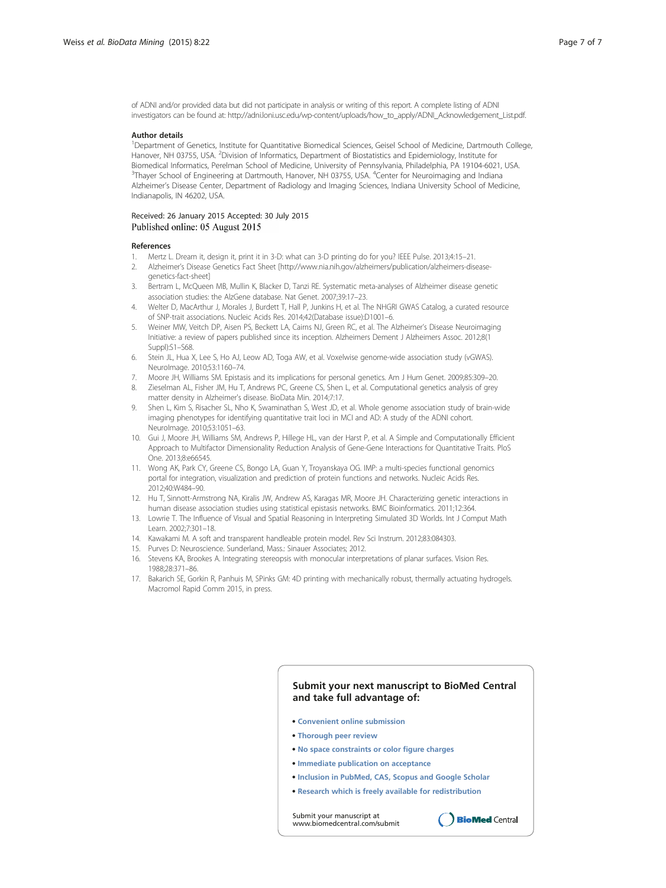of ADNI and/or provided data but did not participate in analysis or writing of this report. A complete listing of ADNI investigators can be found at: http://adni.loni.usc.edu/wp-content/uploads/how_to_apply/ADNI_Acknowledgement_List.pdf.

### Author details

[1]Department of Genetics, Institute for Quantitative Biomedical Sciences, Geisel School of Medicine, Dartmouth College, Hanover, NH 03755, USA. [2]Division of Informatics, Department of Biostatistics and Epidemiology, Institute for Biomedical Informatics, Perelman School of Medicine, University of Pennsylvania, Philadelphia, PA 19104-6021, USA. [3]Thayer School of Engineering at Dartmouth, Hanover, NH 03755, USA. [4]Center for Neuroimaging and Indiana Alzheimer's Disease Center, Department of Radiology and Imaging Sciences, Indiana University School of Medicine, Indianapolis, IN 46202, USA.

Received: 26 January 2015 Accepted: 30 July 2015
Published online: 05 August 2015

### References

1. Mertz L. Dream it, design it, print it in 3-D: what can 3-D printing do for you? IEEE Pulse. 2013;4:15–21.
2. Alzheimer's Disease Genetics Fact Sheet [http://www.nia.nih.gov/alzheimers/publication/alzheimers-disease-genetics-fact-sheet]
3. Bertram L, McQueen MB, Mullin K, Blacker D, Tanzi RE. Systematic meta-analyses of Alzheimer disease genetic association studies: the AlzGene database. Nat Genet. 2007;39:17–23.
4. Welter D, MacArthur J, Morales J, Burdett T, Hall P, Junkins H, et al. The NHGRI GWAS Catalog, a curated resource of SNP-trait associations. Nucleic Acids Res. 2014;42(Database issue):D1001–6.
5. Weiner MW, Veitch DP, Aisen PS, Beckett LA, Cairns NJ, Green RC, et al. The Alzheimer's Disease Neuroimaging Initiative: a review of papers published since its inception. Alzheimers Dement J Alzheimers Assoc. 2012;8(1 Suppl):S1–S68.
6. Stein JL, Hua X, Lee S, Ho AJ, Leow AD, Toga AW, et al. Voxelwise genome-wide association study (vGWAS). NeuroImage. 2010;53:1160–74.
7. Moore JH, Williams SM. Epistasis and its implications for personal genetics. Am J Hum Genet. 2009;85:309–20.
8. Zieselman AL, Fisher JM, Hu T, Andrews PC, Greene CS, Shen L, et al. Computational genetics analysis of grey matter density in Alzheimer's disease. BioData Min. 2014;7:17.
9. Shen L, Kim S, Risacher SL, Nho K, Swaminathan S, West JD, et al. Whole genome association study of brain-wide imaging phenotypes for identifying quantitative trait loci in MCI and AD: A study of the ADNI cohort. NeuroImage. 2010;53:1051–63.
10. Gui J, Moore JH, Williams SM, Andrews P, Hillege HL, van der Harst P, et al. A Simple and Computationally Efficient Approach to Multifactor Dimensionality Reduction Analysis of Gene-Gene Interactions for Quantitative Traits. PloS One. 2013;8:e66545.
11. Wong AK, Park CY, Greene CS, Bongo LA, Guan Y, Troyanskaya OG. IMP: a multi-species functional genomics portal for integration, visualization and prediction of protein functions and networks. Nucleic Acids Res. 2012;40:W484–90.
12. Hu T, Sinnott-Armstrong NA, Kiralis JW, Andrew AS, Karagas MR, Moore JH. Characterizing genetic interactions in human disease association studies using statistical epistasis networks. BMC Bioinformatics. 2011;12:364.
13. Lowrie T. The Influence of Visual and Spatial Reasoning in Interpreting Simulated 3D Worlds. Int J Comput Math Learn. 2002;7:301–18.
14. Kawakami M. A soft and transparent handleable protein model. Rev Sci Instrum. 2012;83:084303.
15. Purves D: Neuroscience. Sunderland, Mass.: Sinauer Associates; 2012.
16. Stevens KA, Brookes A. Integrating stereopsis with monocular interpretations of planar surfaces. Vision Res. 1988;28:371–86.
17. Bakarich SE, Gorkin R, Panhuis M, SPinks GM: 4D printing with mechanically robust, thermally actuating hydrogels. Macromol Rapid Comm 2015, in press.

**Submit your next manuscript to BioMed Central and take full advantage of:**

- **Convenient online submission**
- **Thorough peer review**
- **No space constraints or color figure charges**
- **Immediate publication on acceptance**
- **Inclusion in PubMed, CAS, Scopus and Google Scholar**
- **Research which is freely available for redistribution**

Submit your manuscript at
www.biomedcentral.com/submit

BioMed Central